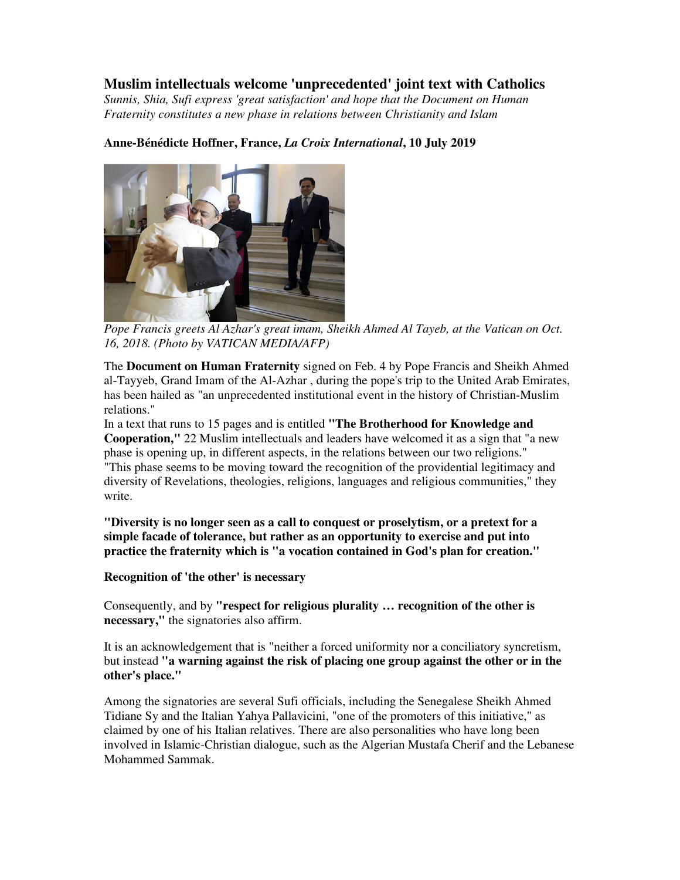# Muslim intellectuals welcome 'unprecedented' joint text with Catholics

*Sunnis, Shia, Sufi express 'great satisfaction' and hope that the Document on Human Fraternity constitutes a new phase in relations between Christianity and Islam*

**Anne-Bénédicte Hoffner, France, *La Croix International*, 10 July 2019**

*Pope Francis greets Al Azhar's great imam, Sheikh Ahmed Al Tayeb, at the Vatican on Oct. 16, 2018. (Photo by VATICAN MEDIA/AFP)*

The **Document on Human Fraternity** signed on Feb. 4 by Pope Francis and Sheikh Ahmed al-Tayyeb, Grand Imam of the Al-Azhar , during the pope's trip to the United Arab Emirates, has been hailed as "an unprecedented institutional event in the history of Christian-Muslim relations."

In a text that runs to 15 pages and is entitled **"The Brotherhood for Knowledge and Cooperation,"** 22 Muslim intellectuals and leaders have welcomed it as a sign that "a new phase is opening up, in different aspects, in the relations between our two religions."

"This phase seems to be moving toward the recognition of the providential legitimacy and diversity of Revelations, theologies, religions, languages and religious communities," they write.

**"Diversity is no longer seen as a call to conquest or proselytism, or a pretext for a simple facade of tolerance, but rather as an opportunity to exercise and put into practice the fraternity which is "a vocation contained in God's plan for creation."**

**Recognition of 'the other' is necessary**

Consequently, and by **"respect for religious plurality … recognition of the other is necessary,"** the signatories also affirm.

It is an acknowledgement that is "neither a forced uniformity nor a conciliatory syncretism, but instead **"a warning against the risk of placing one group against the other or in the other's place."**

Among the signatories are several Sufi officials, including the Senegalese Sheikh Ahmed Tidiane Sy and the Italian Yahya Pallavicini, "one of the promoters of this initiative," as claimed by one of his Italian relatives. There are also personalities who have long been involved in Islamic-Christian dialogue, such as the Algerian Mustafa Cherif and the Lebanese Mohammed Sammak.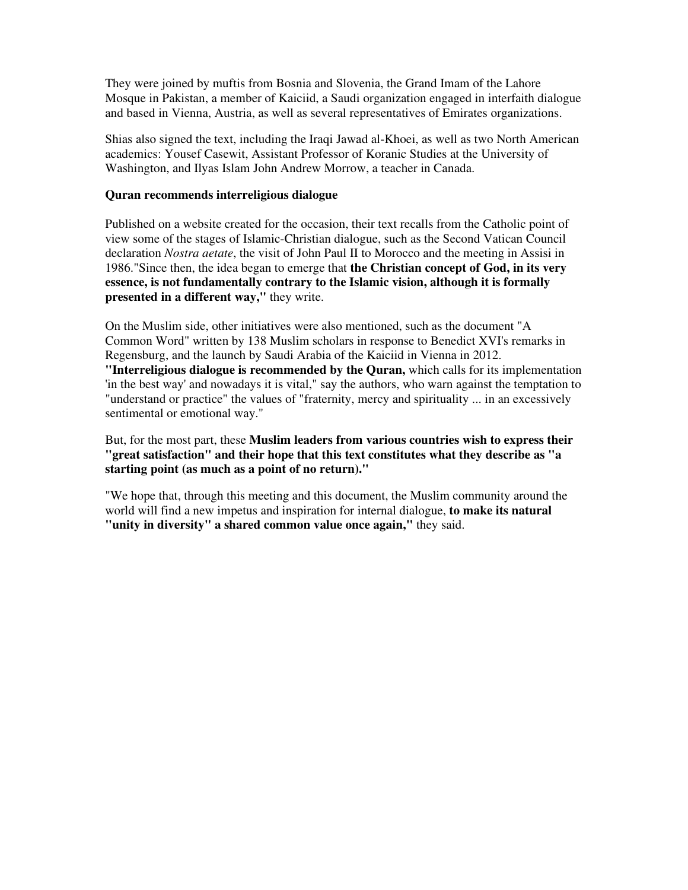They were joined by muftis from Bosnia and Slovenia, the Grand Imam of the Lahore Mosque in Pakistan, a member of Kaiciid, a Saudi organization engaged in interfaith dialogue and based in Vienna, Austria, as well as several representatives of Emirates organizations.

Shias also signed the text, including the Iraqi Jawad al-Khoei, as well as two North American academics: Yousef Casewit, Assistant Professor of Koranic Studies at the University of Washington, and Ilyas Islam John Andrew Morrow, a teacher in Canada.

**Quran recommends interreligious dialogue**

Published on a website created for the occasion, their text recalls from the Catholic point of view some of the stages of Islamic-Christian dialogue, such as the Second Vatican Council declaration *Nostra aetate*, the visit of John Paul II to Morocco and the meeting in Assisi in 1986."Since then, the idea began to emerge that **the Christian concept of God, in its very essence, is not fundamentally contrary to the Islamic vision, although it is formally presented in a different way,"** they write.

On the Muslim side, other initiatives were also mentioned, such as the document "A Common Word" written by 138 Muslim scholars in response to Benedict XVI's remarks in Regensburg, and the launch by Saudi Arabia of the Kaiciid in Vienna in 2012. **"Interreligious dialogue is recommended by the Quran,** which calls for its implementation 'in the best way' and nowadays it is vital," say the authors, who warn against the temptation to "understand or practice" the values of "fraternity, mercy and spirituality ... in an excessively sentimental or emotional way."

But, for the most part, these **Muslim leaders from various countries wish to express their "great satisfaction" and their hope that this text constitutes what they describe as "a starting point (as much as a point of no return)."**

"We hope that, through this meeting and this document, the Muslim community around the world will find a new impetus and inspiration for internal dialogue, **to make its natural "unity in diversity" a shared common value once again,"** they said.